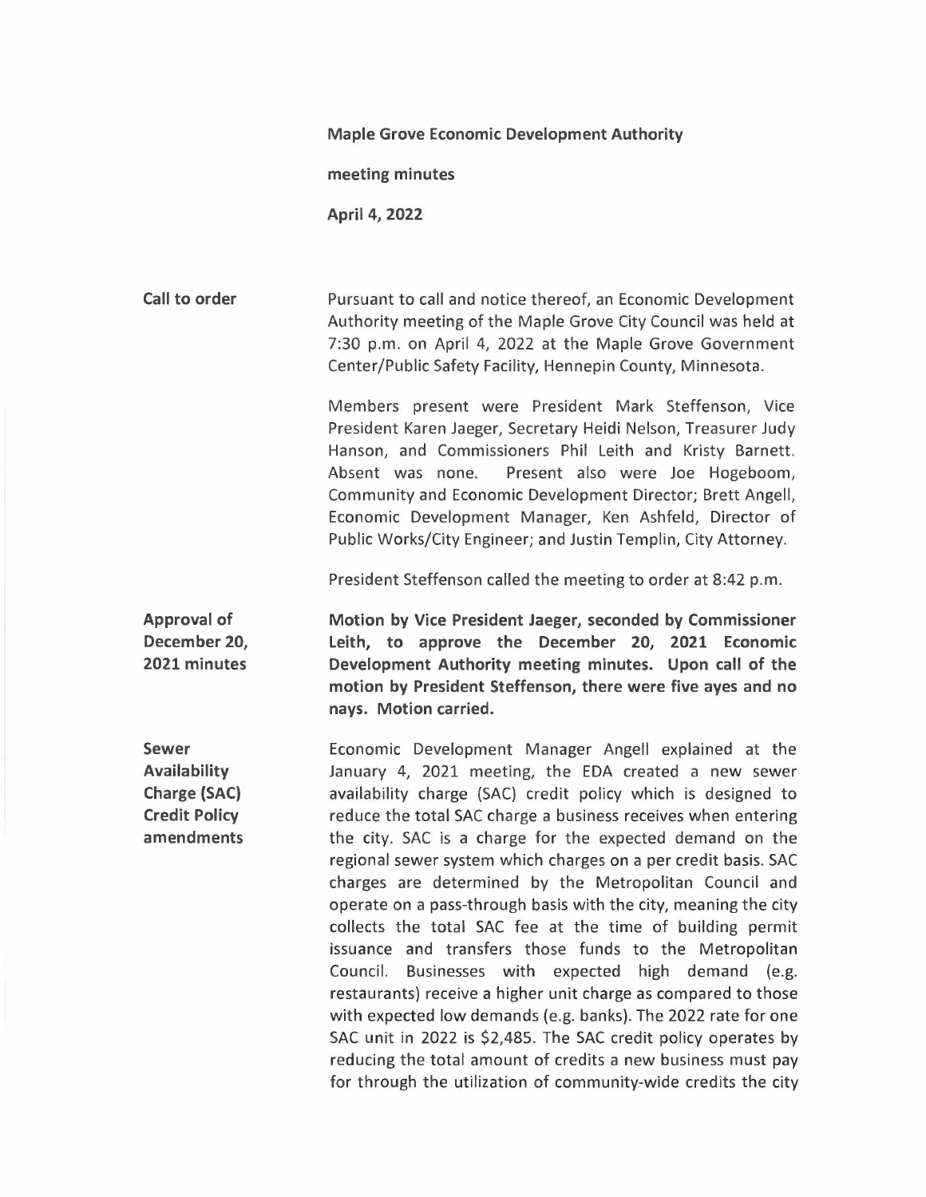**Maple Grove Economic Development Authority**

**meeting minutes**

**April 4, 2022**

**Call to order**

Pursuant to call and notice thereof, an Economic Development Authority meeting of the Maple Grove City Council was held at 7:30 p.m. on April 4, 2022 at the Maple Grove Government Center/Public Safety Facility, Hennepin County, Minnesota.

Members present were President Mark Steffenson, Vice President Karen Jaeger, Secretary Heidi Nelson, Treasurer Judy Hanson, and Commissioners Phil Leith and Kristy Barnett. Absent was none. Present also were Joe Hogeboom, Community and Economic Development Director; Brett Angell, Economic Development Manager, Ken Ashfeld, Director of Public Works/City Engineer; and Justin Templin, City Attorney.

President Steffenson called the meeting to order at 8:42 p.m.

**Approval of December 20, 2021 minutes**

**Motion by Vice President Jaeger, seconded by Commissioner Leith, to approve the December 20, 2021 Economic Development Authority meeting minutes. Upon call of the motion by President Steffenson, there were five ayes and no nays. Motion carried.**

**Sewer Availability Charge (SAC) Credit Policy amendments**

Economic Development Manager Angell explained at the January 4, 2021 meeting, the EDA created a new sewer availability charge (SAC) credit policy which is designed to reduce the total SAC charge a business receives when entering the city. SAC is a charge for the expected demand on the regional sewer system which charges on a per credit basis. SAC charges are determined by the Metropolitan Council and operate on a pass-through basis with the city, meaning the city collects the total SAC fee at the time of building permit issuance and transfers those funds to the Metropolitan Council. Businesses with expected high demand (e.g. restaurants) receive a higher unit charge as compared to those with expected low demands (e.g. banks). The 2022 rate for one SAC unit in 2022 is $2,485. The SAC credit policy operates by reducing the total amount of credits a new business must pay for through the utilization of community-wide credits the city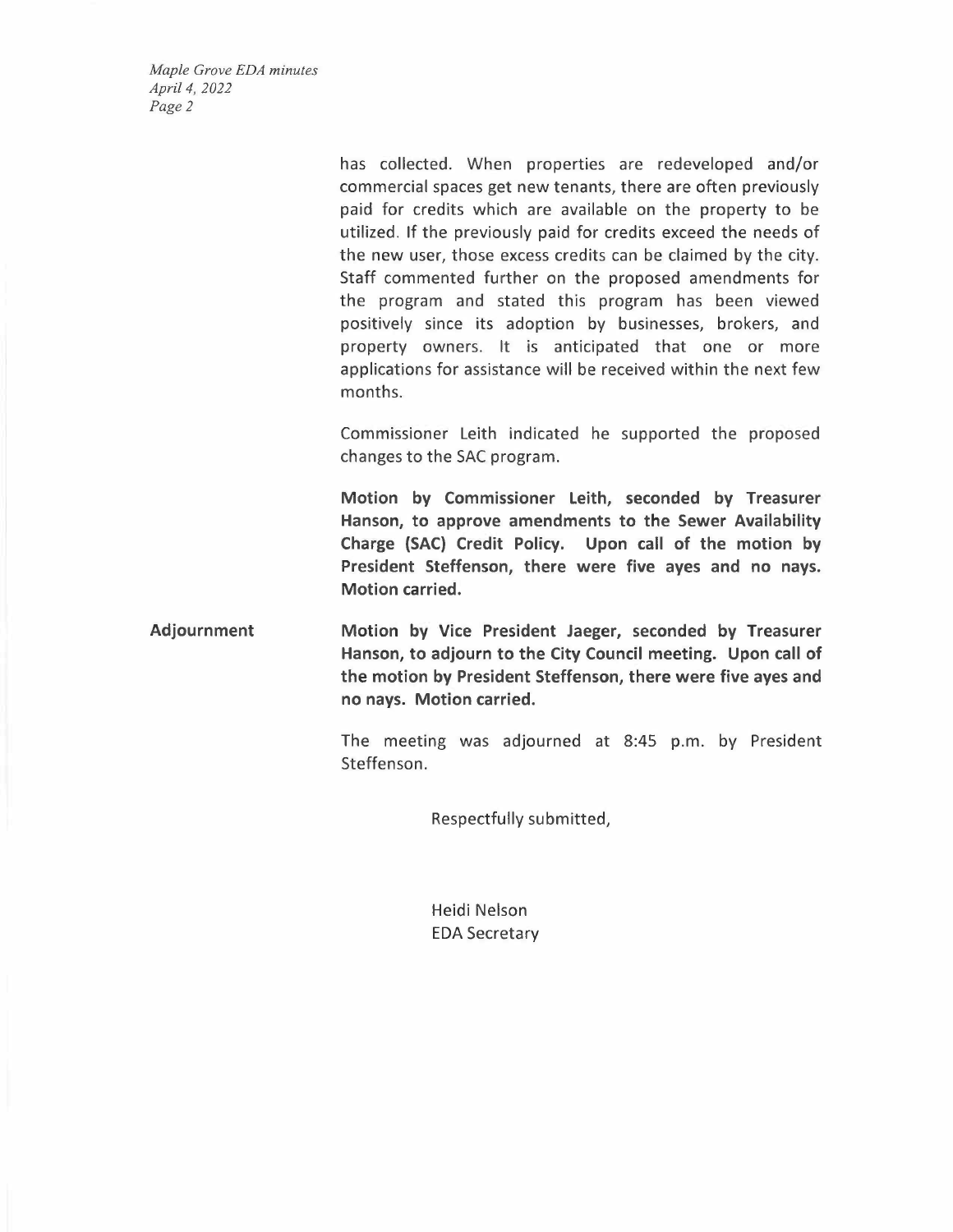has collected. When properties are redeveloped and/or commercial spaces get new tenants, there are often previously paid for credits which are available on the property to be utilized. If the previously paid for credits exceed the needs of the new user, those excess credits can be claimed by the city. Staff commented further on the proposed amendments for the program and stated this program has been viewed positively since its adoption by businesses, brokers, and property owners. It is anticipated that one or more applications for assistance will be received within the next few months.

Commissioner Leith indicated he supported the proposed changes to the SAC program.

**Motion by Commissioner Leith, seconded by Treasurer Hanson, to approve amendments to the Sewer Availability Charge (SAC) Credit Policy. Upon call of the motion by President Steffenson, there were five ayes and no nays. Motion carried.**

**Adjournment**

**Motion by Vice President Jaeger, seconded by Treasurer Hanson, to adjourn to the City Council meeting. Upon call of the motion by President Steffenson, there were five ayes and no nays. Motion carried.**

The meeting was adjourned at 8:45 p.m. by President Steffenson.

Respectfully submitted,

Heidi Nelson
EDA Secretary